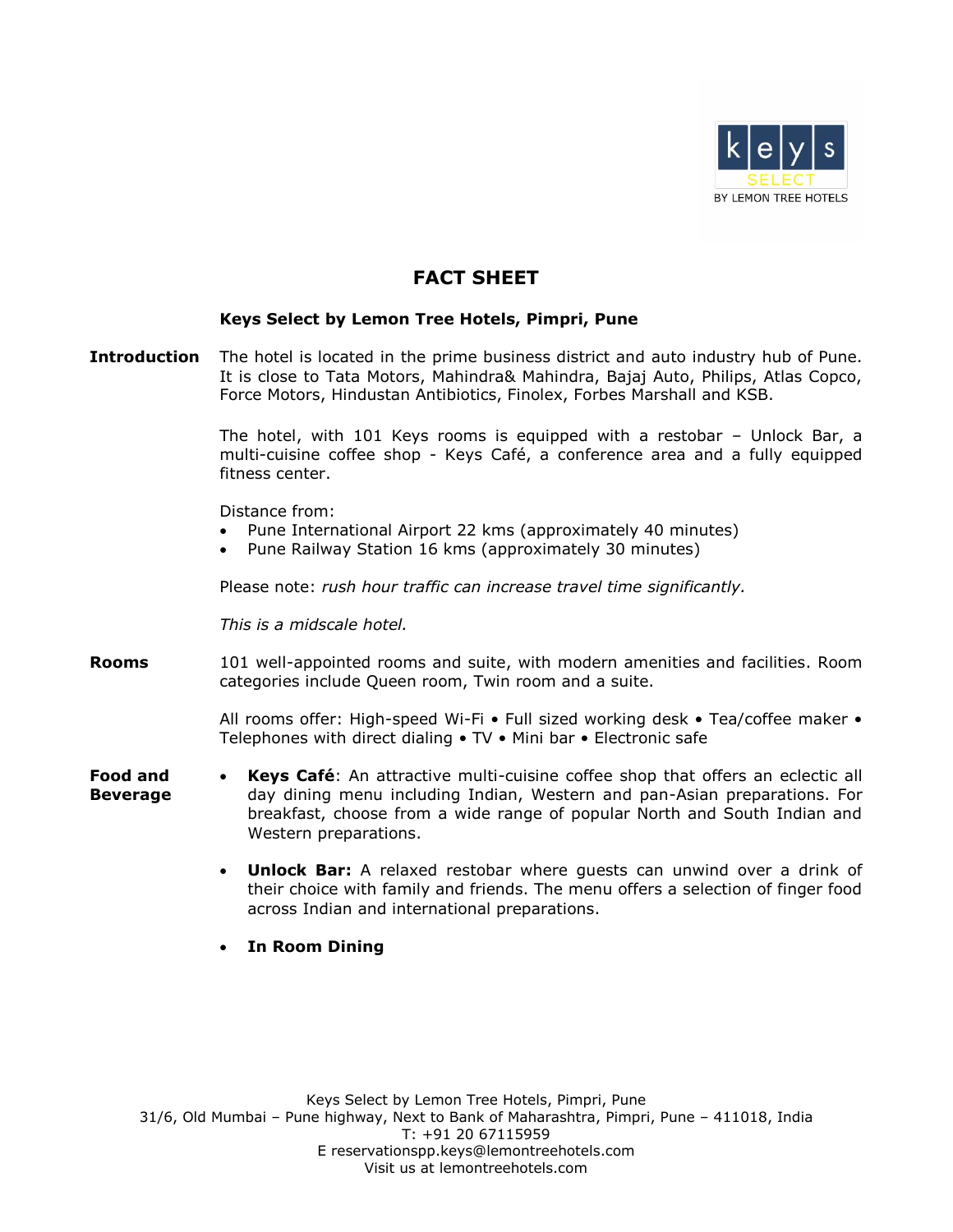# FACT SHEET

## Keys Select by Lemon Tree Hotels, Pimpri, Pune

**Introduction**

The hotel is located in the prime business district and auto industry hub of Pune. It is close to Tata Motors, Mahindra& Mahindra, Bajaj Auto, Philips, Atlas Copco, Force Motors, Hindustan Antibiotics, Finolex, Forbes Marshall and KSB.

The hotel, with 101 Keys rooms is equipped with a restobar – Unlock Bar, a multi-cuisine coffee shop - Keys Café, a conference area and a fully equipped fitness center.

Distance from:

- Pune International Airport 22 kms (approximately 40 minutes)
- Pune Railway Station 16 kms (approximately 30 minutes)

Please note: *rush hour traffic can increase travel time significantly.*

*This is a midscale hotel.*

**Rooms**

101 well-appointed rooms and suite, with modern amenities and facilities. Room categories include Queen room, Twin room and a suite.

All rooms offer: High-speed Wi-Fi • Full sized working desk • Tea/coffee maker • Telephones with direct dialing • TV • Mini bar • Electronic safe

**Food and Beverage**

- **Keys Café**: An attractive multi-cuisine coffee shop that offers an eclectic all day dining menu including Indian, Western and pan-Asian preparations. For breakfast, choose from a wide range of popular North and South Indian and Western preparations.
- **Unlock Bar:** A relaxed restobar where guests can unwind over a drink of their choice with family and friends. The menu offers a selection of finger food across Indian and international preparations.
- **In Room Dining**

Keys Select by Lemon Tree Hotels, Pimpri, Pune
31/6, Old Mumbai – Pune highway, Next to Bank of Maharashtra, Pimpri, Pune – 411018, India
T: +91 20 67115959
E reservationspp.keys@lemontreehotels.com
Visit us at lemontreehotels.com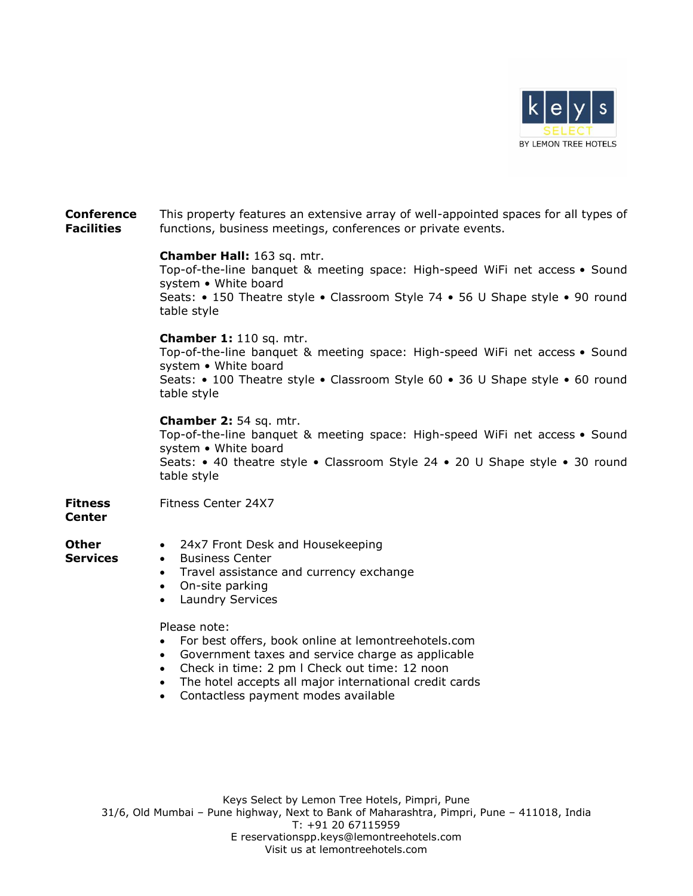## Conference Facilities

This property features an extensive array of well-appointed spaces for all types of functions, business meetings, conferences or private events.

**Chamber Hall:** 163 sq. mtr.
Top-of-the-line banquet & meeting space: High-speed WiFi net access • Sound system • White board
Seats: • 150 Theatre style • Classroom Style 74 • 56 U Shape style • 90 round table style

**Chamber 1:** 110 sq. mtr.
Top-of-the-line banquet & meeting space: High-speed WiFi net access • Sound system • White board
Seats: • 100 Theatre style • Classroom Style 60 • 36 U Shape style • 60 round table style

**Chamber 2:** 54 sq. mtr.
Top-of-the-line banquet & meeting space: High-speed WiFi net access • Sound system • White board
Seats: • 40 theatre style • Classroom Style 24 • 20 U Shape style • 30 round table style

## Fitness Center

Fitness Center 24X7

## Other Services

- 24x7 Front Desk and Housekeeping
- Business Center
- Travel assistance and currency exchange
- On-site parking
- Laundry Services

Please note:

- For best offers, book online at lemontreehotels.com
- Government taxes and service charge as applicable
- Check in time: 2 pm l Check out time: 12 noon
- The hotel accepts all major international credit cards
- Contactless payment modes available

Keys Select by Lemon Tree Hotels, Pimpri, Pune
31/6, Old Mumbai – Pune highway, Next to Bank of Maharashtra, Pimpri, Pune – 411018, India
T: +91 20 67115959
E reservationspp.keys@lemontreehotels.com
Visit us at lemontreehotels.com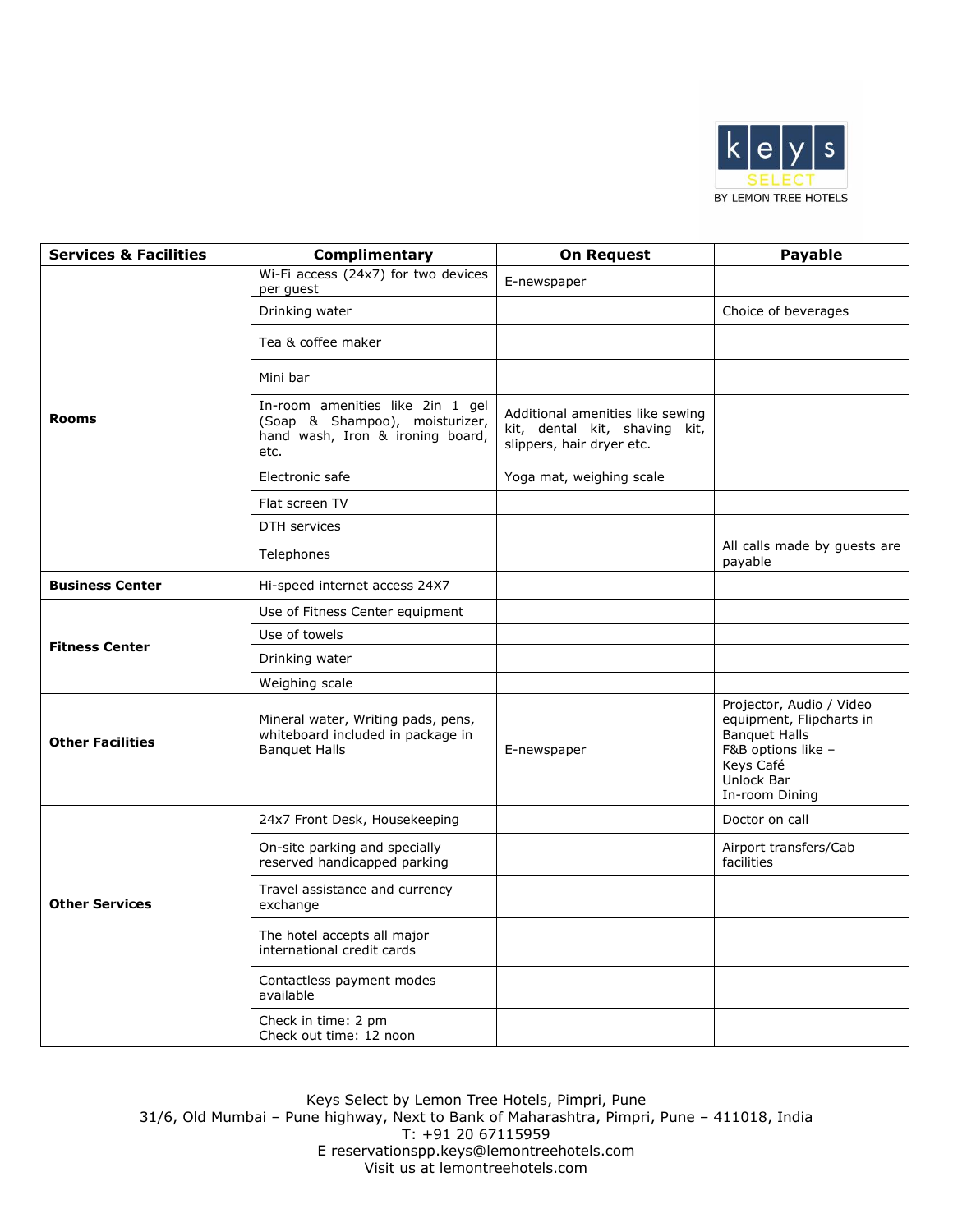| Services & Facilities | Complimentary | On Request | Payable |
|---|---|---|---|
| Rooms | Wi-Fi access (24x7) for two devices per guest | E-newspaper | |
| | Drinking water | | Choice of beverages |
| | Tea & coffee maker | | |
| | Mini bar | | |
| | In-room amenities like 2in 1 gel (Soap & Shampoo), moisturizer, hand wash, Iron & ironing board, etc. | Additional amenities like sewing kit, dental kit, shaving kit, slippers, hair dryer etc. | |
| | Electronic safe | Yoga mat, weighing scale | |
| | Flat screen TV | | |
| | DTH services | | |
| | Telephones | | All calls made by guests are payable |
| Business Center | Hi-speed internet access 24X7 | | |
| Fitness Center | Use of Fitness Center equipment | | |
| | Use of towels | | |
| | Drinking water | | |
| | Weighing scale | | |
| Other Facilities | Mineral water, Writing pads, pens, whiteboard included in package in Banquet Halls | E-newspaper | Projector, Audio / Video equipment, Flipcharts in Banquet Halls<br>F&B options like –<br>Keys Café<br>Unlock Bar<br>In-room Dining |
| Other Services | 24x7 Front Desk, Housekeeping | | Doctor on call |
| | On-site parking and specially reserved handicapped parking | | Airport transfers/Cab facilities |
| | Travel assistance and currency exchange | | |
| | The hotel accepts all major international credit cards | | |
| | Contactless payment modes available | | |
| | Check in time: 2 pm<br>Check out time: 12 noon | | |

Keys Select by Lemon Tree Hotels, Pimpri, Pune
31/6, Old Mumbai – Pune highway, Next to Bank of Maharashtra, Pimpri, Pune – 411018, India
T: +91 20 67115959
E reservationspp.keys@lemontreehotels.com
Visit us at lemontreehotels.com